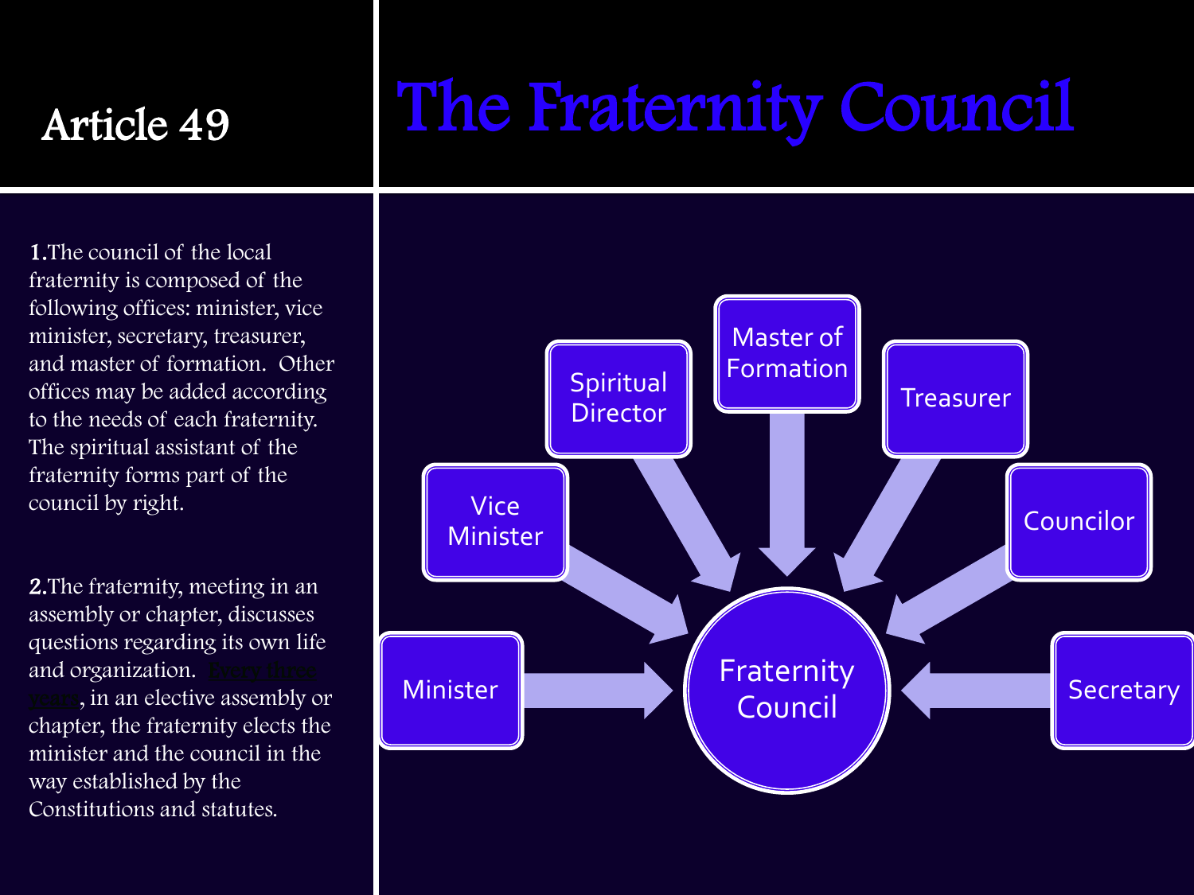# Article 49

# The Fraternity Council

**1.** The council of the local fraternity is composed of the following offices: minister, vice minister, secretary, treasurer, and master of formation. Other offices may be added according to the needs of each fraternity. The spiritual assistant of the fraternity forms part of the council by right.

**2.** The fraternity, meeting in an assembly or chapter, discusses questions regarding its own life and organization. Every three years, in an elective assembly or chapter, the fraternity elects the minister and the council in the way established by the Constitutions and statutes.

- Minister
- Vice Minister
- Spiritual Director
- Master of Formation
- Treasurer
- Councilor
- Secretary

→ Fraternity Council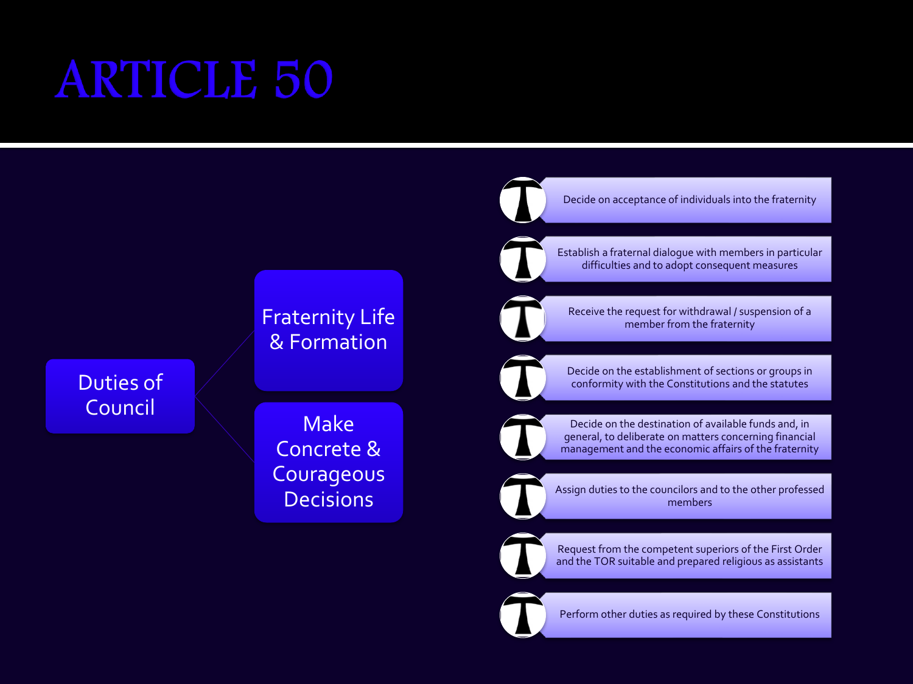# ARTICLE 50

**Duties of Council**

- Fraternity Life & Formation
- Make Concrete & Courageous Decisions

- Decide on acceptance of individuals into the fraternity
- Establish a fraternal dialogue with members in particular difficulties and to adopt consequent measures
- Receive the request for withdrawal / suspension of a member from the fraternity
- Decide on the establishment of sections or groups in conformity with the Constitutions and the statutes
- Decide on the destination of available funds and, in general, to deliberate on matters concerning financial management and the economic affairs of the fraternity
- Assign duties to the councilors and to the other professed members
- Request from the competent superiors of the First Order and the TOR suitable and prepared religious as assistants
- Perform other duties as required by these Constitutions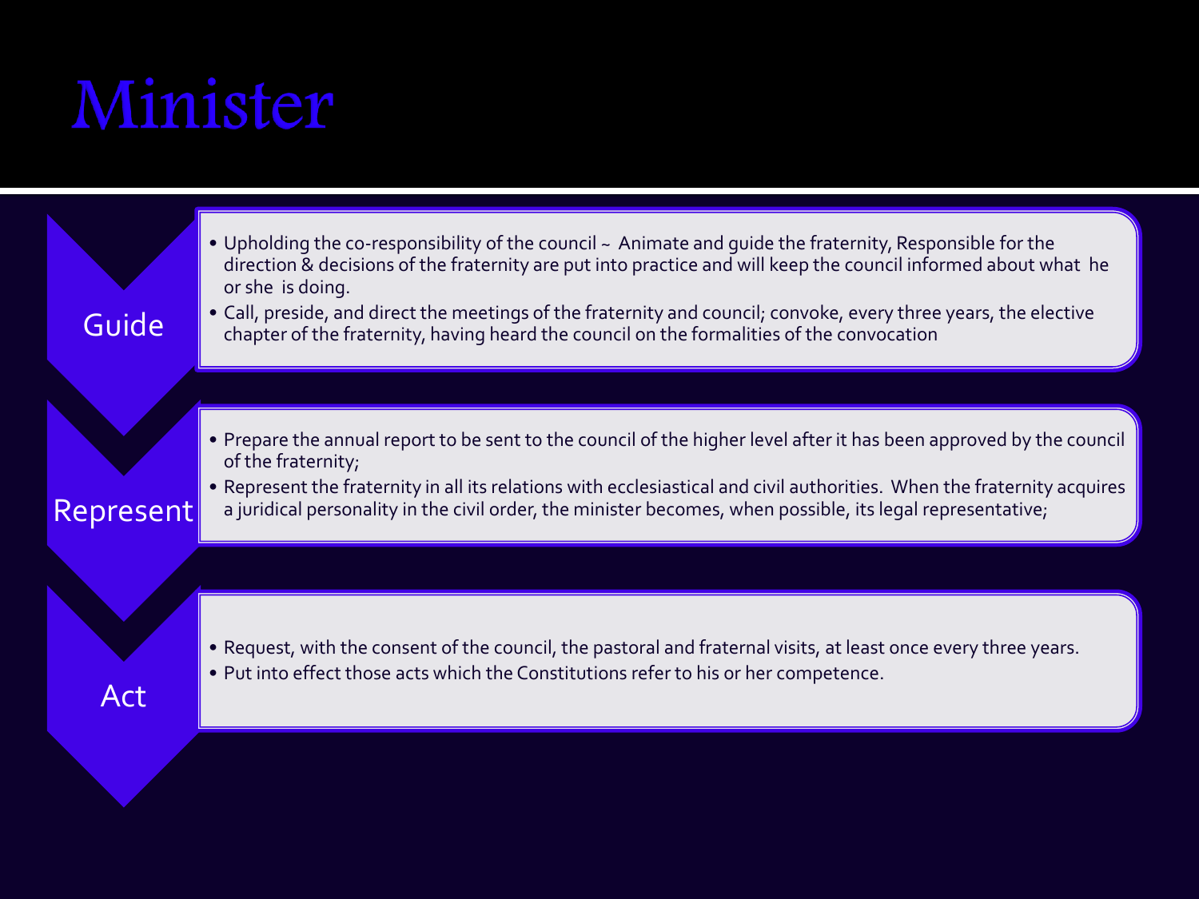# Minister

## Guide

- Upholding the co-responsibility of the council ~ Animate and guide the fraternity, Responsible for the direction & decisions of the fraternity are put into practice and will keep the council informed about what he or she is doing.
- Call, preside, and direct the meetings of the fraternity and council; convoke, every three years, the elective chapter of the fraternity, having heard the council on the formalities of the convocation

## Represent

- Prepare the annual report to be sent to the council of the higher level after it has been approved by the council of the fraternity;
- Represent the fraternity in all its relations with ecclesiastical and civil authorities. When the fraternity acquires a juridical personality in the civil order, the minister becomes, when possible, its legal representative;

## Act

- Request, with the consent of the council, the pastoral and fraternal visits, at least once every three years.
- Put into effect those acts which the Constitutions refer to his or her competence.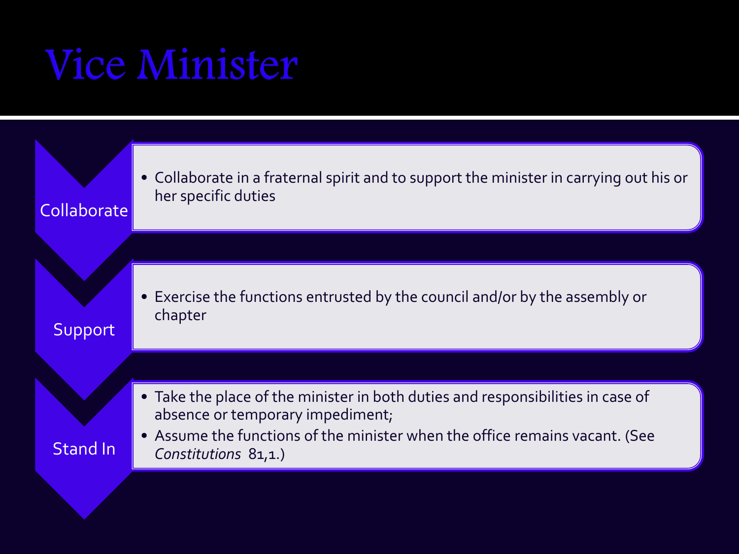# Vice Minister

**Collaborate**

- Collaborate in a fraternal spirit and to support the minister in carrying out his or her specific duties

**Support**

- Exercise the functions entrusted by the council and/or by the assembly or chapter

**Stand In**

- Take the place of the minister in both duties and responsibilities in case of absence or temporary impediment;
- Assume the functions of the minister when the office remains vacant. (See *Constitutions* 81,1.)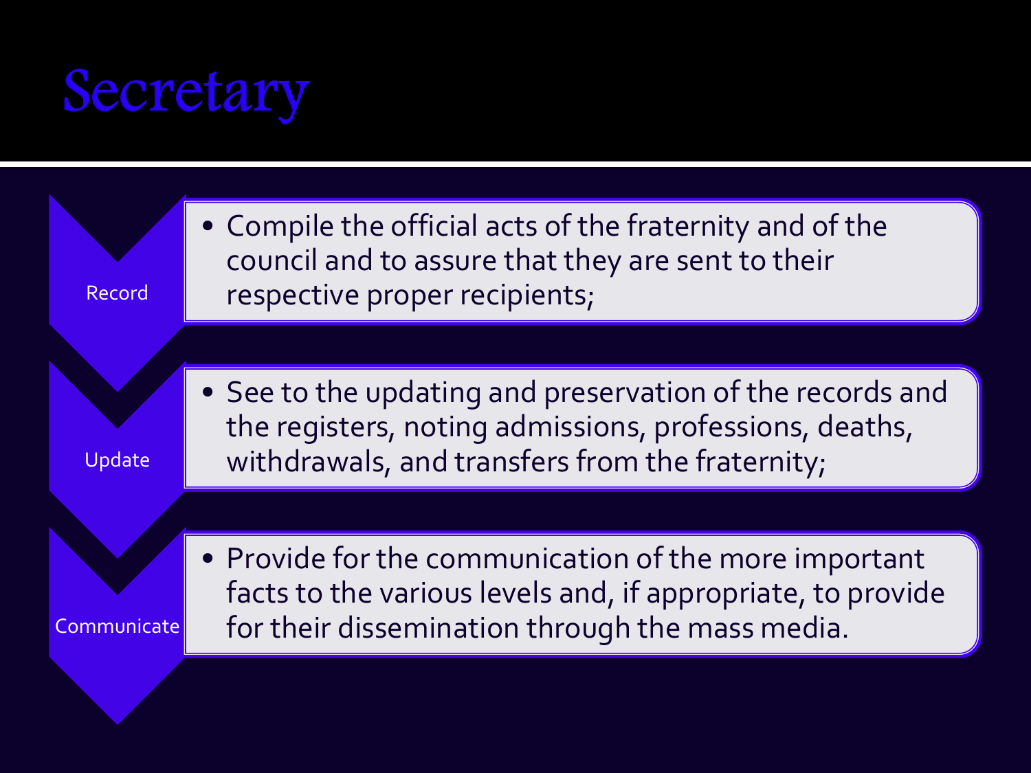# Secretary

**Record**

- Compile the official acts of the fraternity and of the council and to assure that they are sent to their respective proper recipients;

**Update**

- See to the updating and preservation of the records and the registers, noting admissions, professions, deaths, withdrawals, and transfers from the fraternity;

**Communicate**

- Provide for the communication of the more important facts to the various levels and, if appropriate, to provide for their dissemination through the mass media.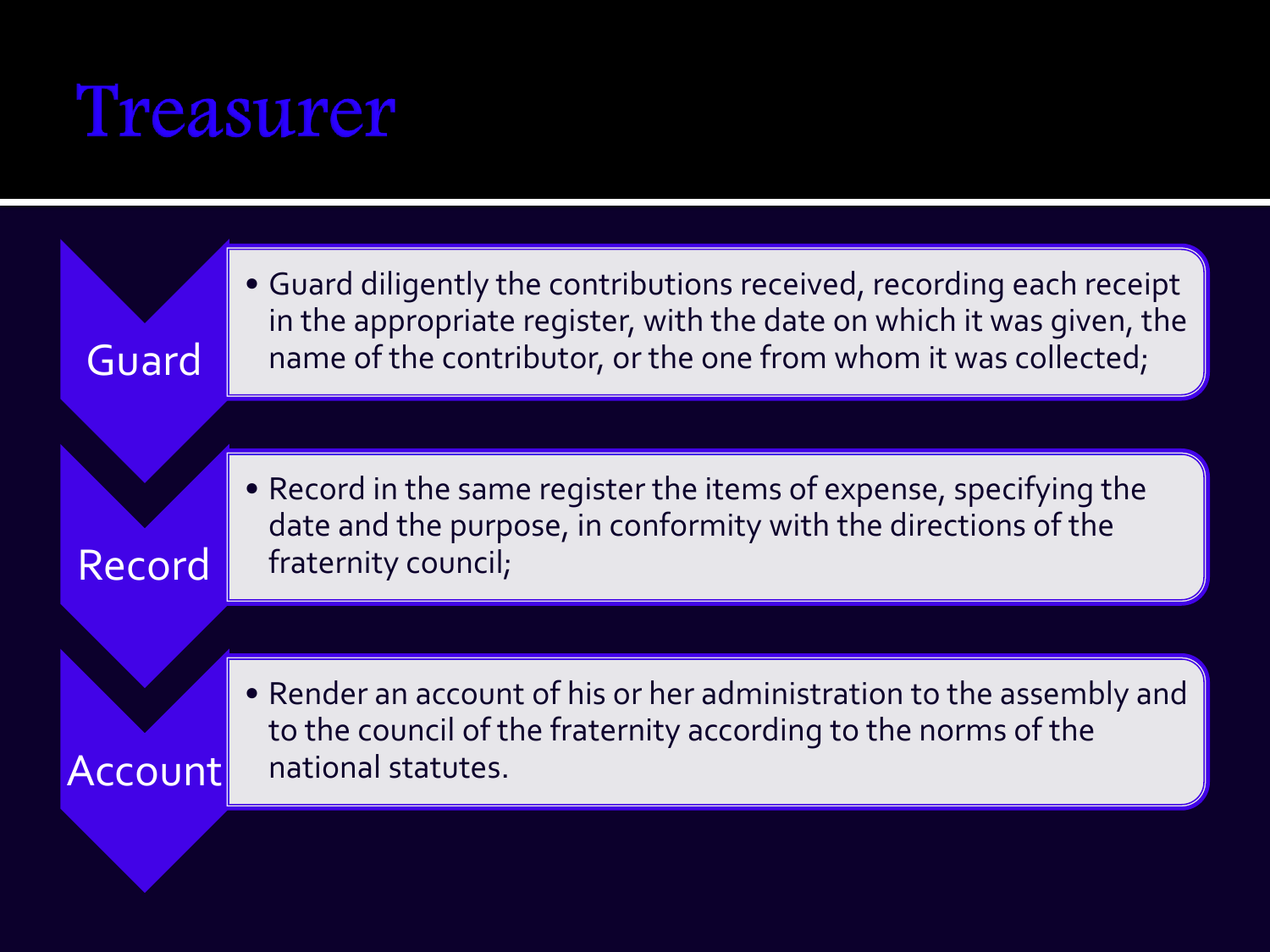# Treasurer

**Guard**

- Guard diligently the contributions received, recording each receipt in the appropriate register, with the date on which it was given, the name of the contributor, or the one from whom it was collected;

**Record**

- Record in the same register the items of expense, specifying the date and the purpose, in conformity with the directions of the fraternity council;

**Account**

- Render an account of his or her administration to the assembly and to the council of the fraternity according to the norms of the national statutes.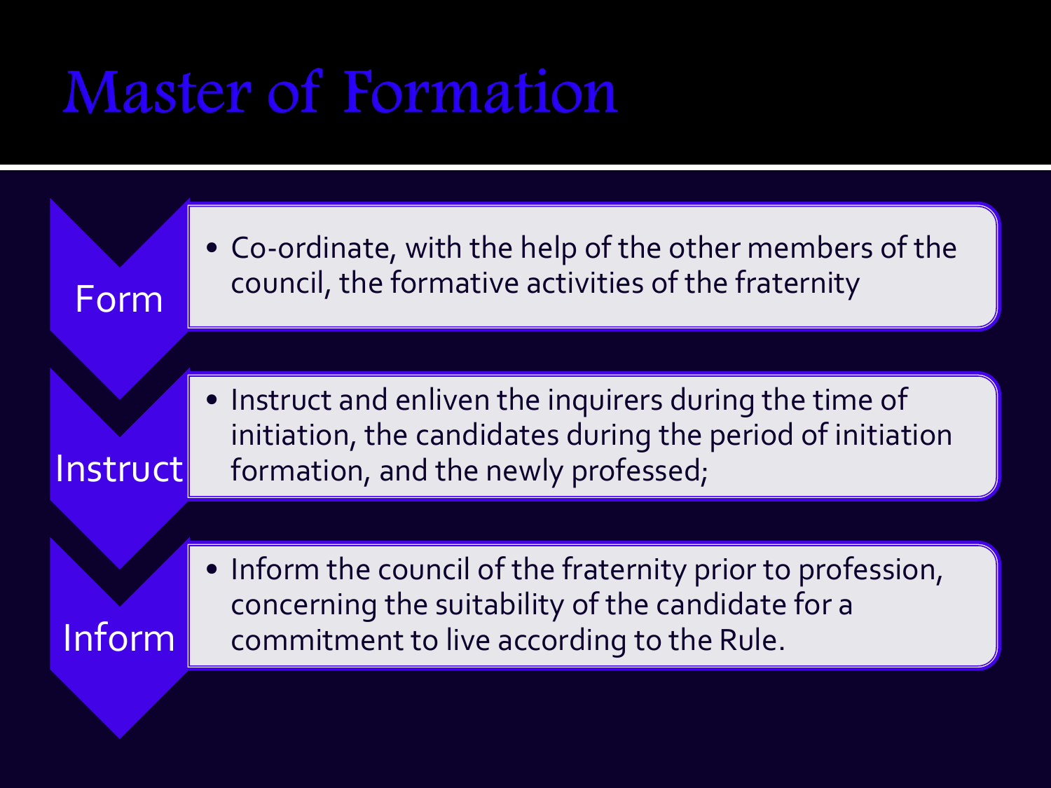# Master of Formation

**Form**

- Co-ordinate, with the help of the other members of the council, the formative activities of the fraternity

**Instruct**

- Instruct and enliven the inquirers during the time of initiation, the candidates during the period of initiation formation, and the newly professed;

**Inform**

- Inform the council of the fraternity prior to profession, concerning the suitability of the candidate for a commitment to live according to the Rule.